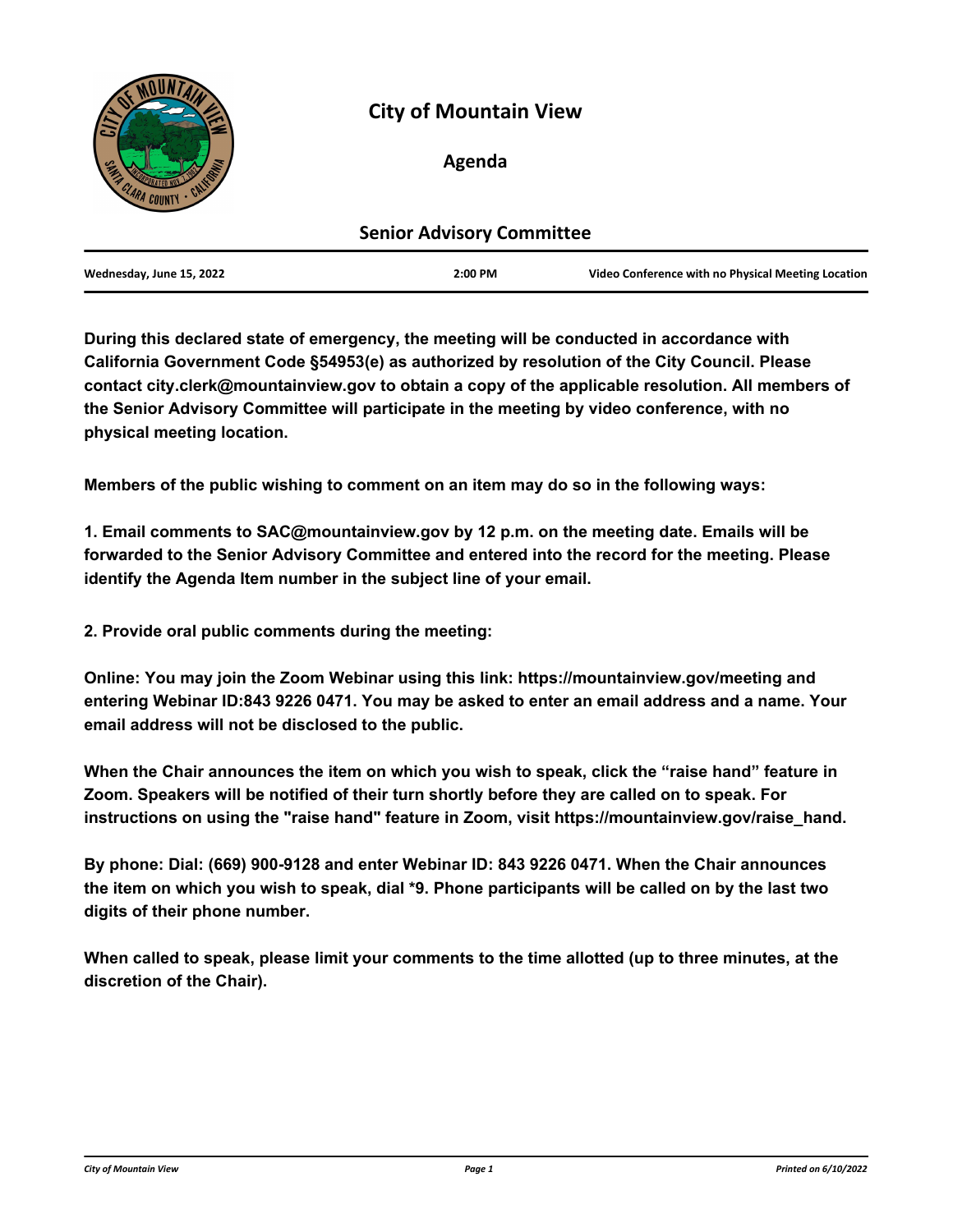# City of Mountain View

## Agenda

## Senior Advisory Committee

| Wednesday, June 15, 2022 | 2:00 PM | Video Conference with no Physical Meeting Location |
|---|---|---|

**During this declared state of emergency, the meeting will be conducted in accordance with California Government Code §54953(e) as authorized by resolution of the City Council. Please contact city.clerk@mountainview.gov to obtain a copy of the applicable resolution. All members of the Senior Advisory Committee will participate in the meeting by video conference, with no physical meeting location.**

**Members of the public wishing to comment on an item may do so in the following ways:**

**1. Email comments to SAC@mountainview.gov by 12 p.m. on the meeting date. Emails will be forwarded to the Senior Advisory Committee and entered into the record for the meeting. Please identify the Agenda Item number in the subject line of your email.**

**2. Provide oral public comments during the meeting:**

**Online: You may join the Zoom Webinar using this link: https://mountainview.gov/meeting and entering Webinar ID:843 9226 0471. You may be asked to enter an email address and a name. Your email address will not be disclosed to the public.**

**When the Chair announces the item on which you wish to speak, click the "raise hand" feature in Zoom. Speakers will be notified of their turn shortly before they are called on to speak. For instructions on using the "raise hand" feature in Zoom, visit https://mountainview.gov/raise_hand.**

**By phone: Dial: (669) 900-9128 and enter Webinar ID: 843 9226 0471. When the Chair announces the item on which you wish to speak, dial *9. Phone participants will be called on by the last two digits of their phone number.**

**When called to speak, please limit your comments to the time allotted (up to three minutes, at the discretion of the Chair).**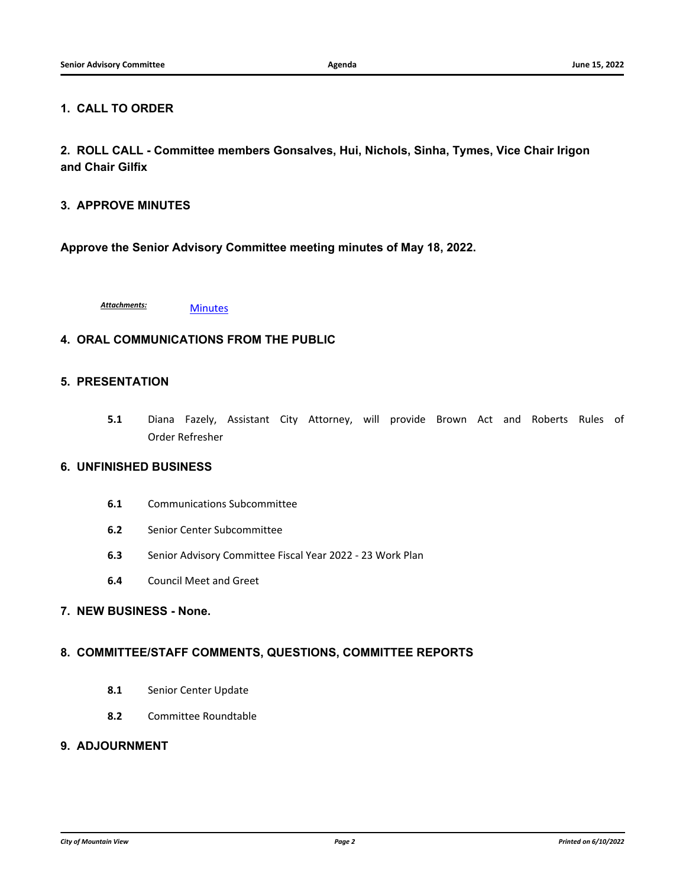## 1. CALL TO ORDER

## 2. ROLL CALL - Committee members Gonsalves, Hui, Nichols, Sinha, Tymes, Vice Chair Irigon and Chair Gilfix

## 3. APPROVE MINUTES

**Approve the Senior Advisory Committee meeting minutes of May 18, 2022.**

*Attachments:* Minutes

## 4. ORAL COMMUNICATIONS FROM THE PUBLIC

## 5. PRESENTATION

**5.1** Diana Fazely, Assistant City Attorney, will provide Brown Act and Roberts Rules of Order Refresher

## 6. UNFINISHED BUSINESS

**6.1** Communications Subcommittee

**6.2** Senior Center Subcommittee

**6.3** Senior Advisory Committee Fiscal Year 2022 - 23 Work Plan

**6.4** Council Meet and Greet

## 7. NEW BUSINESS - None.

## 8. COMMITTEE/STAFF COMMENTS, QUESTIONS, COMMITTEE REPORTS

**8.1** Senior Center Update

**8.2** Committee Roundtable

## 9. ADJOURNMENT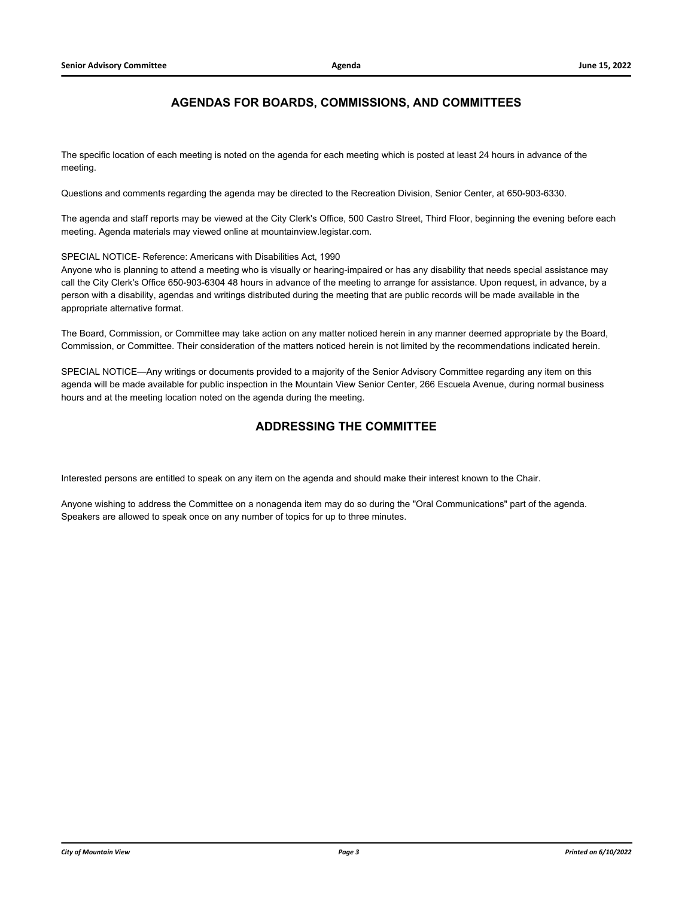## AGENDAS FOR BOARDS, COMMISSIONS, AND COMMITTEES

The specific location of each meeting is noted on the agenda for each meeting which is posted at least 24 hours in advance of the meeting.

Questions and comments regarding the agenda may be directed to the Recreation Division, Senior Center, at 650-903-6330.

The agenda and staff reports may be viewed at the City Clerk's Office, 500 Castro Street, Third Floor, beginning the evening before each meeting. Agenda materials may viewed online at mountainview.legistar.com.

SPECIAL NOTICE- Reference: Americans with Disabilities Act, 1990

Anyone who is planning to attend a meeting who is visually or hearing-impaired or has any disability that needs special assistance may call the City Clerk's Office 650-903-6304 48 hours in advance of the meeting to arrange for assistance. Upon request, in advance, by a person with a disability, agendas and writings distributed during the meeting that are public records will be made available in the appropriate alternative format.

The Board, Commission, or Committee may take action on any matter noticed herein in any manner deemed appropriate by the Board, Commission, or Committee. Their consideration of the matters noticed herein is not limited by the recommendations indicated herein.

SPECIAL NOTICE—Any writings or documents provided to a majority of the Senior Advisory Committee regarding any item on this agenda will be made available for public inspection in the Mountain View Senior Center, 266 Escuela Avenue, during normal business hours and at the meeting location noted on the agenda during the meeting.

## ADDRESSING THE COMMITTEE

Interested persons are entitled to speak on any item on the agenda and should make their interest known to the Chair.

Anyone wishing to address the Committee on a nonagenda item may do so during the "Oral Communications" part of the agenda. Speakers are allowed to speak once on any number of topics for up to three minutes.